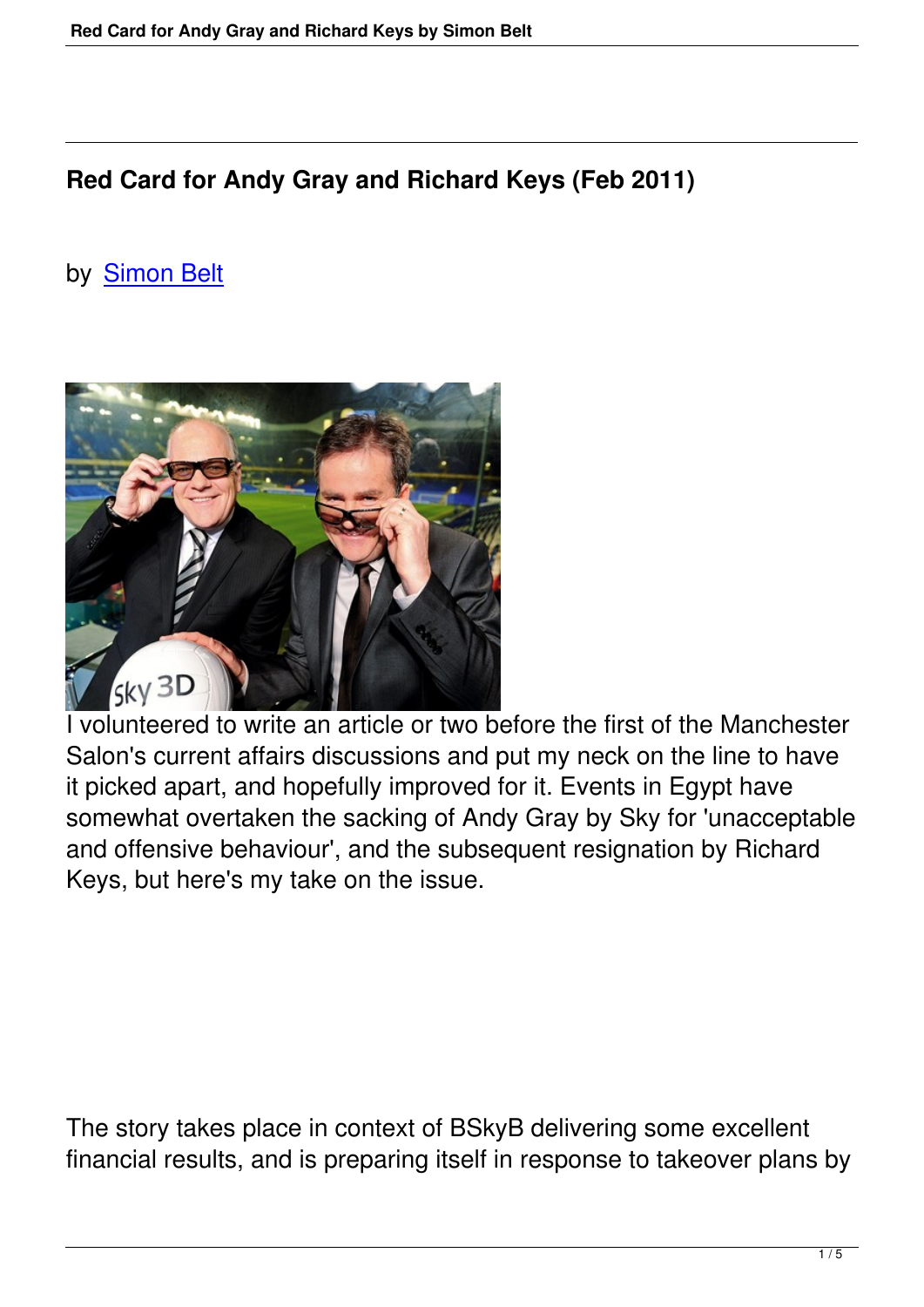# Red Card for Andy Gray and Richard Keys (Feb 2011)

by Simon Belt

I volunteered to write an article or two before the first of the Manchester Salon's current affairs discussions and put my neck on the line to have it picked apart, and hopefully improved for it. Events in Egypt have somewhat overtaken the sacking of Andy Gray by Sky for 'unacceptable and offensive behaviour', and the subsequent resignation by Richard Keys, but here's my take on the issue.

The story takes place in context of BSkyB delivering some excellent financial results, and is preparing itself in response to takeover plans by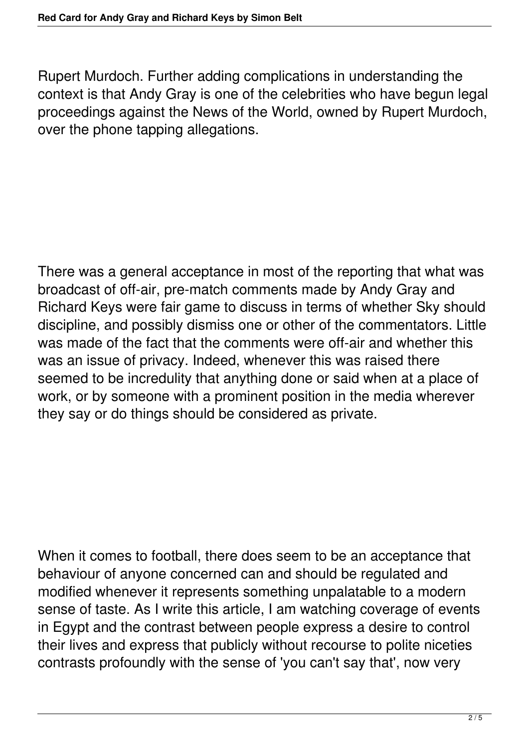Rupert Murdoch. Further adding complications in understanding the context is that Andy Gray is one of the celebrities who have begun legal proceedings against the News of the World, owned by Rupert Murdoch, over the phone tapping allegations.

There was a general acceptance in most of the reporting that what was broadcast of off-air, pre-match comments made by Andy Gray and Richard Keys were fair game to discuss in terms of whether Sky should discipline, and possibly dismiss one or other of the commentators. Little was made of the fact that the comments were off-air and whether this was an issue of privacy. Indeed, whenever this was raised there seemed to be incredulity that anything done or said when at a place of work, or by someone with a prominent position in the media wherever they say or do things should be considered as private.

When it comes to football, there does seem to be an acceptance that behaviour of anyone concerned can and should be regulated and modified whenever it represents something unpalatable to a modern sense of taste. As I write this article, I am watching coverage of events in Egypt and the contrast between people express a desire to control their lives and express that publicly without recourse to polite niceties contrasts profoundly with the sense of 'you can't say that', now very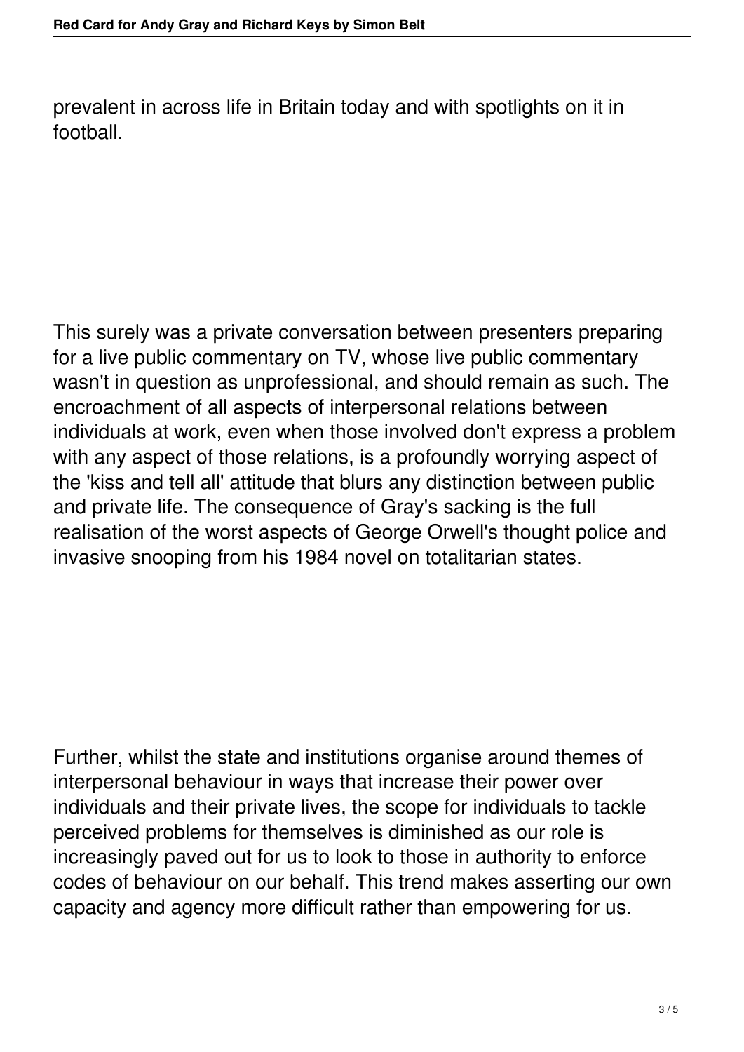prevalent in across life in Britain today and with spotlights on it in football.

This surely was a private conversation between presenters preparing for a live public commentary on TV, whose live public commentary wasn't in question as unprofessional, and should remain as such. The encroachment of all aspects of interpersonal relations between individuals at work, even when those involved don't express a problem with any aspect of those relations, is a profoundly worrying aspect of the 'kiss and tell all' attitude that blurs any distinction between public and private life. The consequence of Gray's sacking is the full realisation of the worst aspects of George Orwell's thought police and invasive snooping from his 1984 novel on totalitarian states.

Further, whilst the state and institutions organise around themes of interpersonal behaviour in ways that increase their power over individuals and their private lives, the scope for individuals to tackle perceived problems for themselves is diminished as our role is increasingly paved out for us to look to those in authority to enforce codes of behaviour on our behalf. This trend makes asserting our own capacity and agency more difficult rather than empowering for us.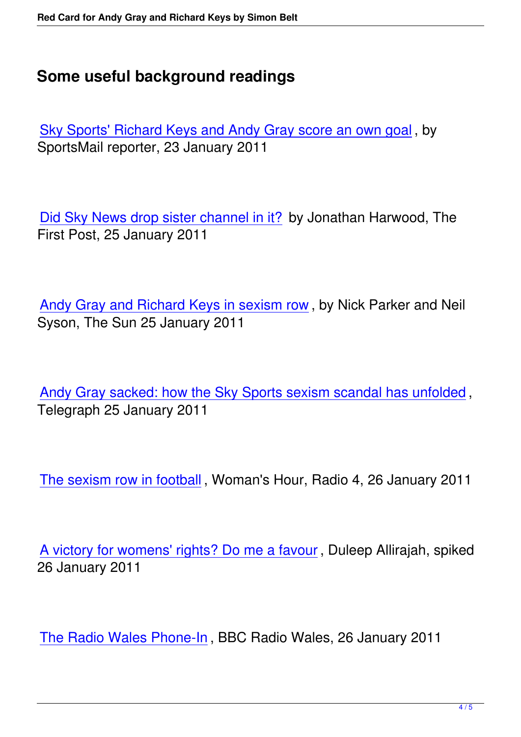## Some useful background readings

Sky Sports' Richard Keys and Andy Gray score an own goal, by SportsMail reporter, 23 January 2011

Did Sky News drop sister channel in it? by Jonathan Harwood, The First Post, 25 January 2011

Andy Gray and Richard Keys in sexism row, by Nick Parker and Neil Syson, The Sun 25 January 2011

Andy Gray sacked: how the Sky Sports sexism scandal has unfolded, Telegraph 25 January 2011

The sexism row in football, Woman's Hour, Radio 4, 26 January 2011

A victory for womens' rights? Do me a favour, Duleep Allirajah, spiked 26 January 2011

The Radio Wales Phone-In, BBC Radio Wales, 26 January 2011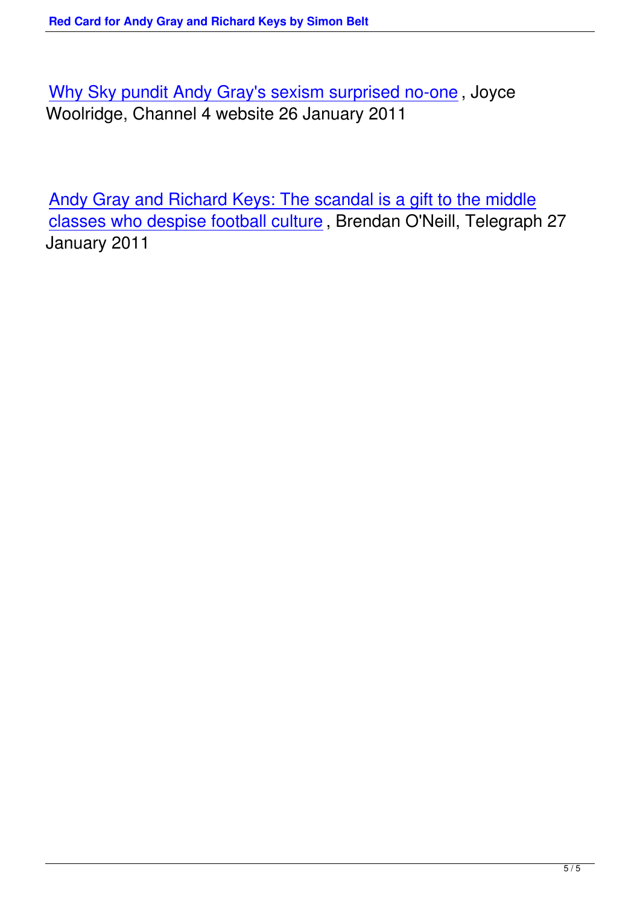Why Sky pundit Andy Gray's sexism surprised no-one, Joyce Woolridge, Channel 4 website 26 January 2011

Andy Gray and Richard Keys: The scandal is a gift to the middle classes who despise football culture, Brendan O'Neill, Telegraph 27 January 2011